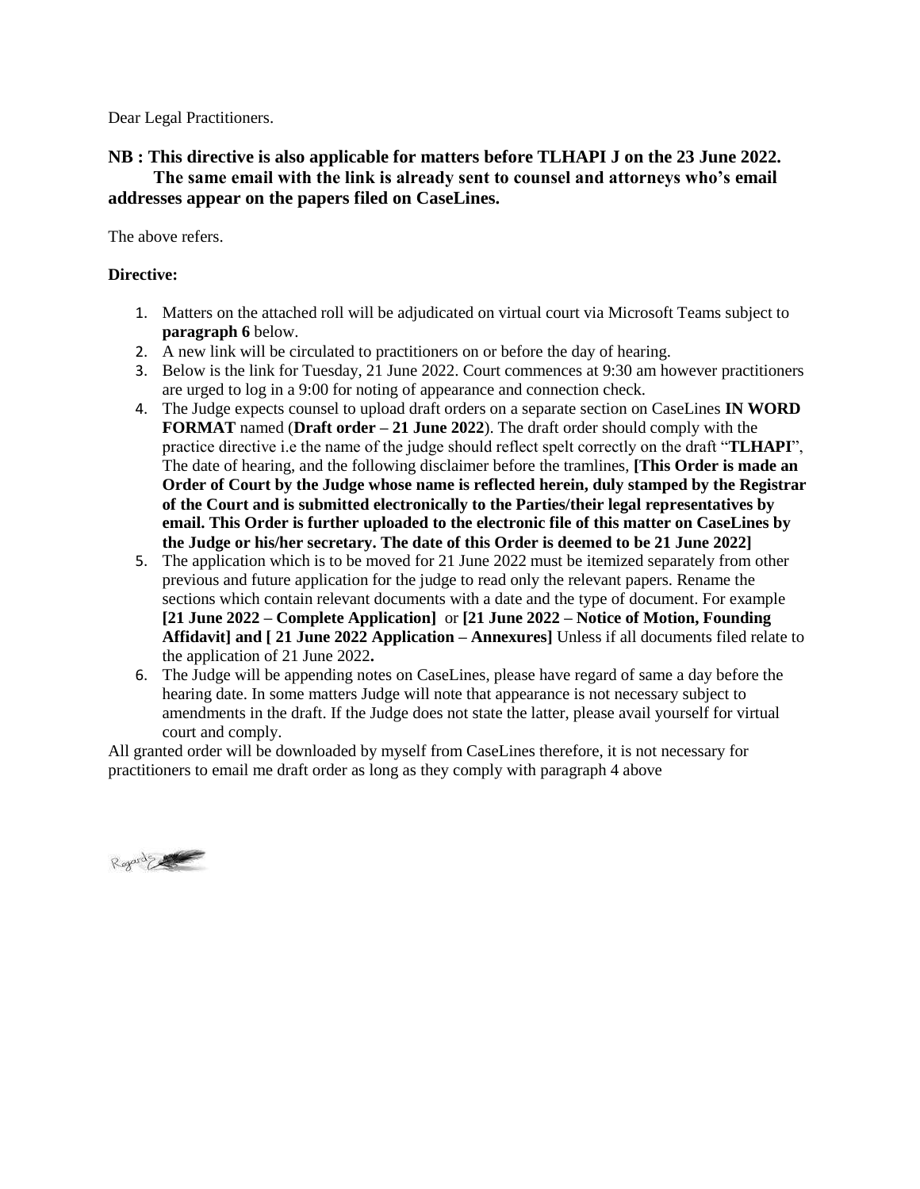Dear Legal Practitioners.

**NB : This directive is also applicable for matters before TLHAPI J on the 23 June 2022. The same email with the link is already sent to counsel and attorneys who's email addresses appear on the papers filed on CaseLines.**

The above refers.

**Directive:**

1. Matters on the attached roll will be adjudicated on virtual court via Microsoft Teams subject to **paragraph 6** below.
2. A new link will be circulated to practitioners on or before the day of hearing.
3. Below is the link for Tuesday, 21 June 2022. Court commences at 9:30 am however practitioners are urged to log in a 9:00 for noting of appearance and connection check.
4. The Judge expects counsel to upload draft orders on a separate section on CaseLines **IN WORD FORMAT** named (**Draft order – 21 June 2022**). The draft order should comply with the practice directive i.e the name of the judge should reflect spelt correctly on the draft "**TLHAPI**", The date of hearing, and the following disclaimer before the tramlines, **[This Order is made an Order of Court by the Judge whose name is reflected herein, duly stamped by the Registrar of the Court and is submitted electronically to the Parties/their legal representatives by email. This Order is further uploaded to the electronic file of this matter on CaseLines by the Judge or his/her secretary. The date of this Order is deemed to be 21 June 2022]**
5. The application which is to be moved for 21 June 2022 must be itemized separately from other previous and future application for the judge to read only the relevant papers. Rename the sections which contain relevant documents with a date and the type of document. For example **[21 June 2022 – Complete Application]** or **[21 June 2022 – Notice of Motion, Founding Affidavit] and [ 21 June 2022 Application – Annexures]** Unless if all documents filed relate to the application of 21 June 2022**.**
6. The Judge will be appending notes on CaseLines, please have regard of same a day before the hearing date. In some matters Judge will note that appearance is not necessary subject to amendments in the draft. If the Judge does not state the latter, please avail yourself for virtual court and comply.

All granted order will be downloaded by myself from CaseLines therefore, it is not necessary for practitioners to email me draft order as long as they comply with paragraph 4 above

Regards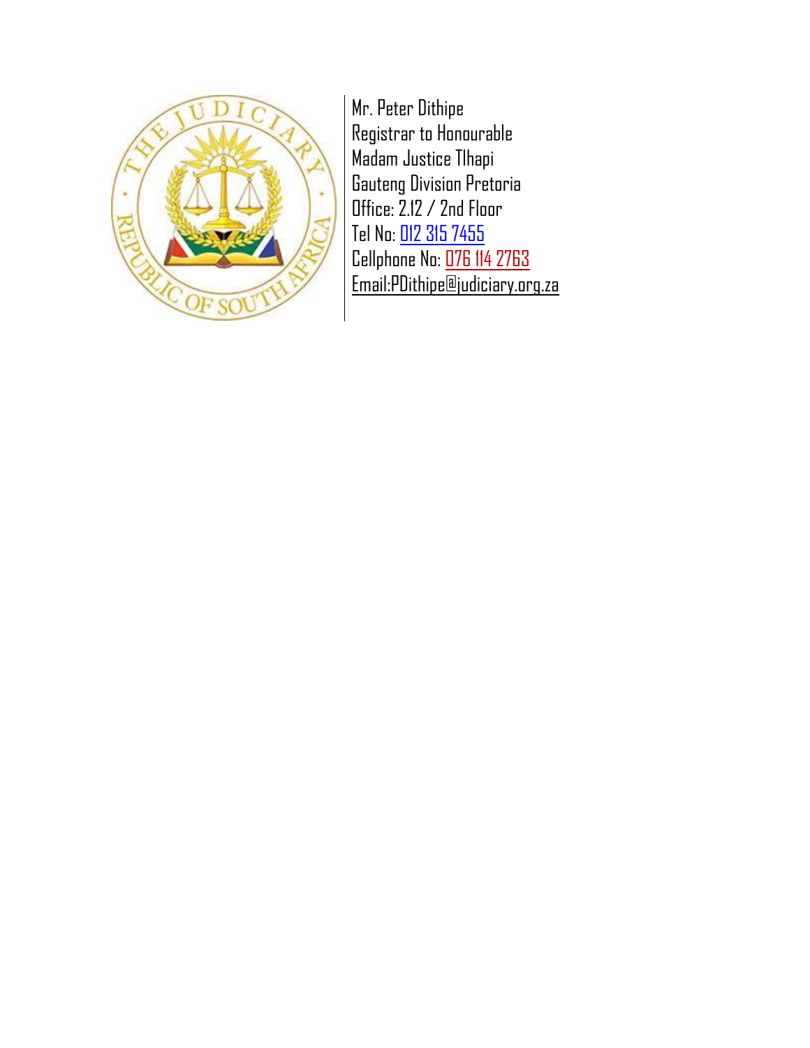Mr. Peter Dithipe
Registrar to Honourable
Madam Justice Tlhapi
Gauteng Division Pretoria
Office: 2.12 / 2nd Floor
Tel No: 012 315 7455
Cellphone No: 076 114 2763
Email:PDithipe@judiciary.org.za